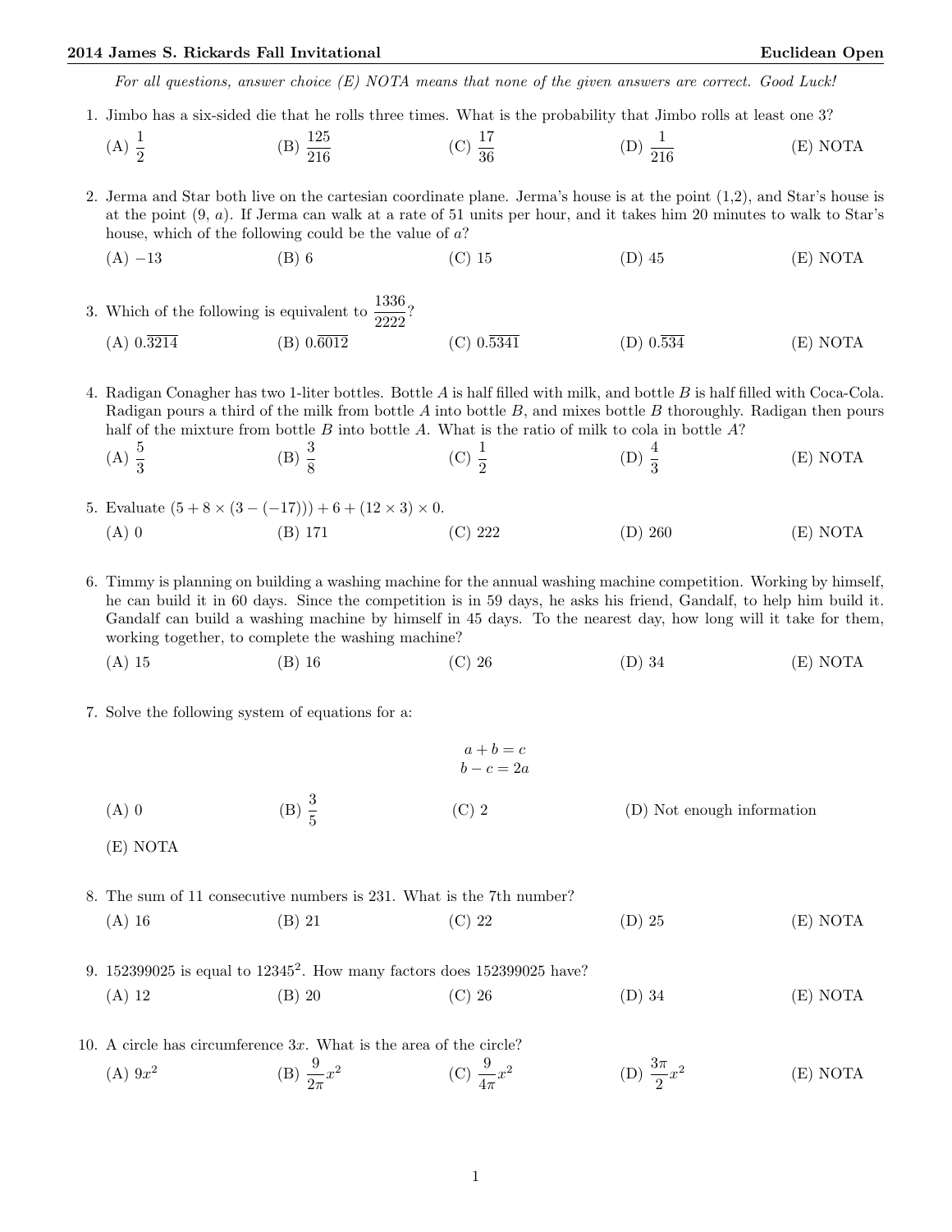*For all questions, answer choice (E) NOTA means that none of the given answers are correct. Good Luck!*

1. Jimbo has a six-sided die that he rolls three times. What is the probability that Jimbo rolls at least one 3?

   (A) $\frac{1}{2}$ (B) $\frac{125}{216}$ (C) $\frac{17}{36}$ (D) $\frac{1}{216}$ (E) NOTA

2. Jerma and Star both live on the cartesian coordinate plane. Jerma's house is at the point (1,2), and Star's house is at the point (9, $a$). If Jerma can walk at a rate of 51 units per hour, and it takes him 20 minutes to walk to Star's house, which of the following could be the value of $a$?

   (A) $-13$ (B) 6 (C) 15 (D) 45 (E) NOTA

3. Which of the following is equivalent to $\frac{1336}{2222}$?

   (A) $0.\overline{3214}$ (B) $0.\overline{6012}$ (C) $0.\overline{5341}$ (D) $0.\overline{534}$ (E) NOTA

4. Radigan Conagher has two 1-liter bottles. Bottle $A$ is half filled with milk, and bottle $B$ is half filled with Coca-Cola. Radigan pours a third of the milk from bottle $A$ into bottle $B$, and mixes bottle $B$ thoroughly. Radigan then pours half of the mixture from bottle $B$ into bottle $A$. What is the ratio of milk to cola in bottle $A$?

   (A) $\frac{5}{3}$ (B) $\frac{3}{8}$ (C) $\frac{1}{2}$ (D) $\frac{4}{3}$ (E) NOTA

5. Evaluate $(5 + 8 \times (3 - (-17))) + 6 + (12 \times 3) \times 0$.

   (A) 0 (B) 171 (C) 222 (D) 260 (E) NOTA

6. Timmy is planning on building a washing machine for the annual washing machine competition. Working by himself, he can build it in 60 days. Since the competition is in 59 days, he asks his friend, Gandalf, to help him build it. Gandalf can build a washing machine by himself in 45 days. To the nearest day, how long will it take for them, working together, to complete the washing machine?

   (A) 15 (B) 16 (C) 26 (D) 34 (E) NOTA

7. Solve the following system of equations for a:

$$a + b = c$$
$$b - c = 2a$$

   (A) 0 (B) $\frac{3}{5}$ (C) 2 (D) Not enough information

   (E) NOTA

8. The sum of 11 consecutive numbers is 231. What is the 7th number?

   (A) 16 (B) 21 (C) 22 (D) 25 (E) NOTA

9. 152399025 is equal to $12345^2$. How many factors does 152399025 have?

   (A) 12 (B) 20 (C) 26 (D) 34 (E) NOTA

10. A circle has circumference $3x$. What is the area of the circle?

    (A) $9x^2$ (B) $\frac{9}{2\pi}x^2$ (C) $\frac{9}{4\pi}x^2$ (D) $\frac{3\pi}{2}x^2$ (E) NOTA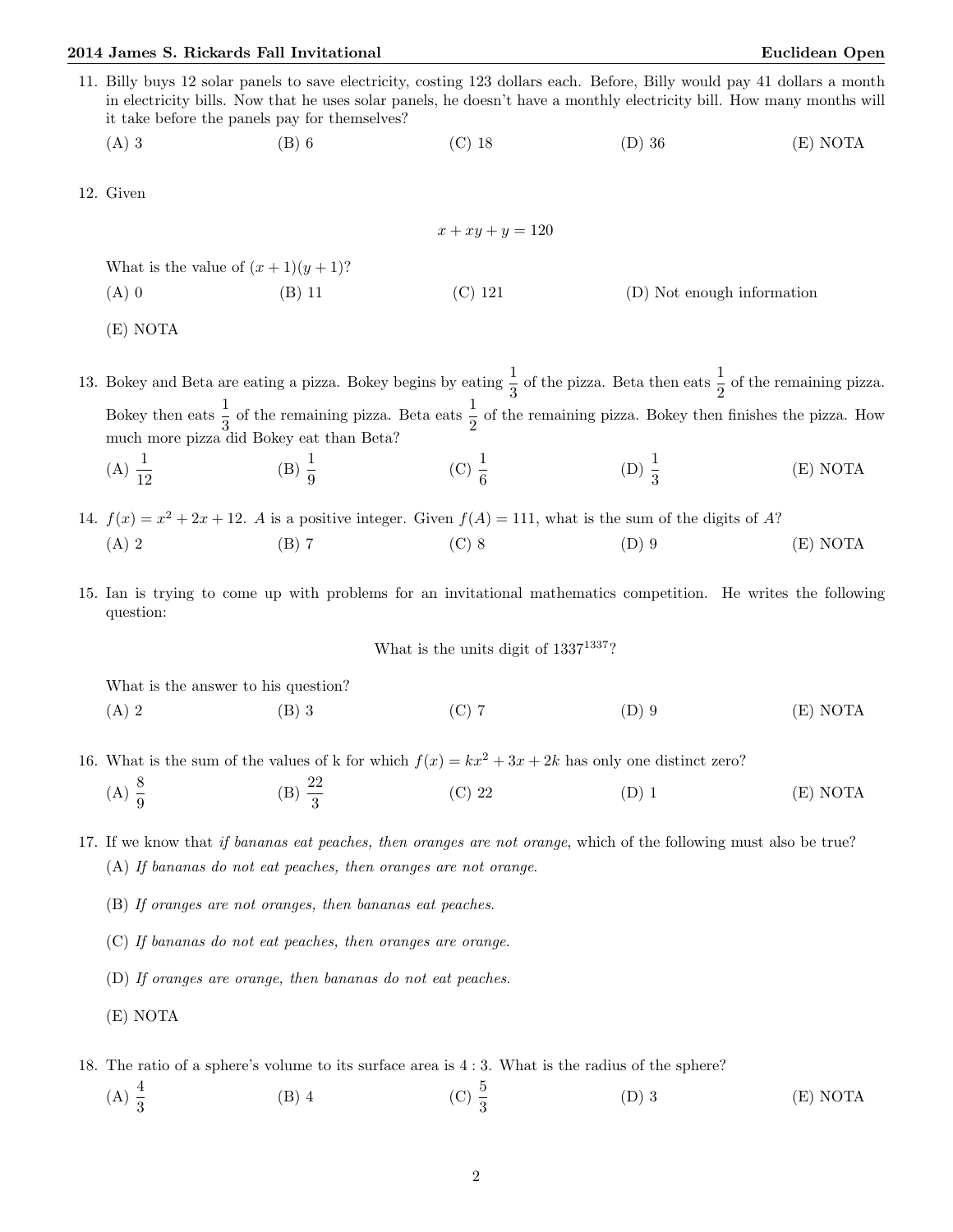11. Billy buys 12 solar panels to save electricity, costing 123 dollars each. Before, Billy would pay 41 dollars a month in electricity bills. Now that he uses solar panels, he doesn't have a monthly electricity bill. How many months will it take before the panels pay for themselves?

    (A) 3 (B) 6 (C) 18 (D) 36 (E) NOTA

12. Given

    $$x + xy + y = 120$$

    What is the value of $(x+1)(y+1)$?

    (A) 0 (B) 11 (C) 121 (D) Not enough information

    (E) NOTA

13. Bokey and Beta are eating a pizza. Bokey begins by eating $\frac{1}{3}$ of the pizza. Beta then eats $\frac{1}{2}$ of the remaining pizza. Bokey then eats $\frac{1}{3}$ of the remaining pizza. Beta eats $\frac{1}{2}$ of the remaining pizza. Bokey then finishes the pizza. How much more pizza did Bokey eat than Beta?

    (A) $\frac{1}{12}$ (B) $\frac{1}{9}$ (C) $\frac{1}{6}$ (D) $\frac{1}{3}$ (E) NOTA

14. $f(x) = x^2 + 2x + 12$. $A$ is a positive integer. Given $f(A) = 111$, what is the sum of the digits of $A$?

    (A) 2 (B) 7 (C) 8 (D) 9 (E) NOTA

15. Ian is trying to come up with problems for an invitational mathematics competition. He writes the following question:

    What is the units digit of $1337^{1337}$?

    What is the answer to his question?

    (A) 2 (B) 3 (C) 7 (D) 9 (E) NOTA

16. What is the sum of the values of k for which $f(x) = kx^2 + 3x + 2k$ has only one distinct zero?

    (A) $\frac{8}{9}$ (B) $\frac{22}{3}$ (C) 22 (D) 1 (E) NOTA

17. If we know that *if bananas eat peaches, then oranges are not orange*, which of the following must also be true?

    (A) *If bananas do not eat peaches, then oranges are not orange.*

    (B) *If oranges are not oranges, then bananas eat peaches.*

    (C) *If bananas do not eat peaches, then oranges are orange.*

    (D) *If oranges are orange, then bananas do not eat peaches.*

    (E) NOTA

18. The ratio of a sphere's volume to its surface area is $4:3$. What is the radius of the sphere?

    (A) $\frac{4}{3}$ (B) 4 (C) $\frac{5}{3}$ (D) 3 (E) NOTA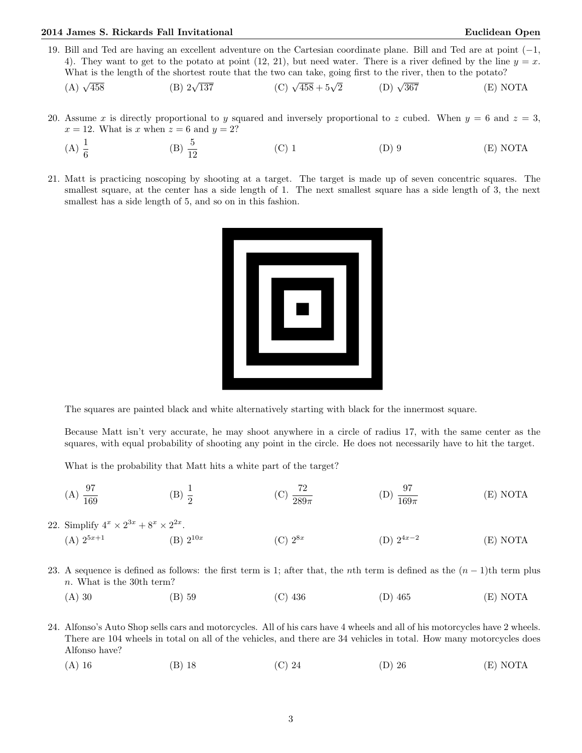19. Bill and Ted are having an excellent adventure on the Cartesian coordinate plane. Bill and Ted are at point $(-1, 4)$. They want to get to the potato at point $(12, 21)$, but need water. There is a river defined by the line $y = x$. What is the length of the shortest route that the two can take, going first to the river, then to the potato?

    (A) $\sqrt{458}$  (B) $2\sqrt{137}$  (C) $\sqrt{458} + 5\sqrt{2}$  (D) $\sqrt{367}$  (E) NOTA

20. Assume $x$ is directly proportional to $y$ squared and inversely proportional to $z$ cubed. When $y = 6$ and $z = 3$, $x = 12$. What is $x$ when $z = 6$ and $y = 2$?

    (A) $\frac{1}{6}$  (B) $\frac{5}{12}$  (C) 1  (D) 9  (E) NOTA

21. Matt is practicing noscoping by shooting at a target. The target is made up of seven concentric squares. The smallest square, at the center has a side length of 1. The next smallest square has a side length of 3, the next smallest has a side length of 5, and so on in this fashion.

    The squares are painted black and white alternatively starting with black for the innermost square.

    Because Matt isn't very accurate, he may shoot anywhere in a circle of radius 17, with the same center as the squares, with equal probability of shooting any point in the circle. He does not necessarily have to hit the target.

    What is the probability that Matt hits a white part of the target?

    (A) $\frac{97}{169}$  (B) $\frac{1}{2}$  (C) $\frac{72}{289\pi}$  (D) $\frac{97}{169\pi}$  (E) NOTA

22. Simplify $4^x \times 2^{3x} + 8^x \times 2^{2x}$.

    (A) $2^{5x+1}$  (B) $2^{10x}$  (C) $2^{8x}$  (D) $2^{4x-2}$  (E) NOTA

23. A sequence is defined as follows: the first term is 1; after that, the $n$th term is defined as the $(n-1)$th term plus $n$. What is the 30th term?

    (A) 30  (B) 59  (C) 436  (D) 465  (E) NOTA

24. Alfonso's Auto Shop sells cars and motorcycles. All of his cars have 4 wheels and all of his motorcycles have 2 wheels. There are 104 wheels in total on all of the vehicles, and there are 34 vehicles in total. How many motorcycles does Alfonso have?

    (A) 16  (B) 18  (C) 24  (D) 26  (E) NOTA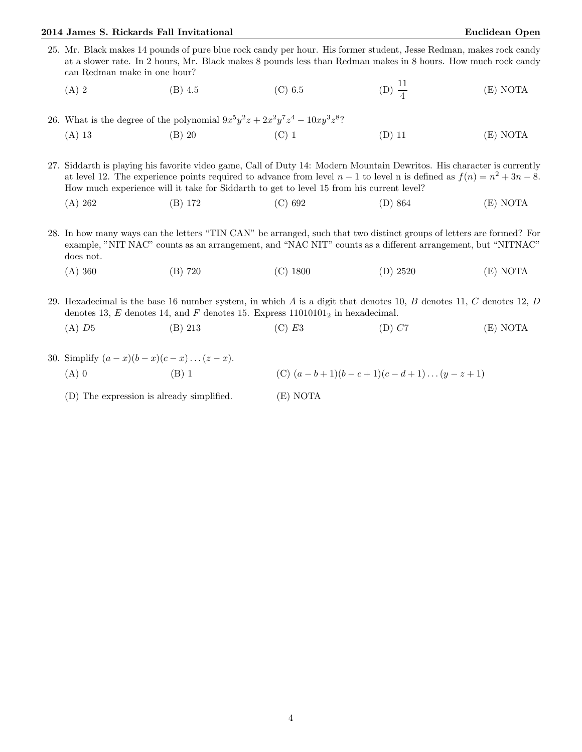25. Mr. Black makes 14 pounds of pure blue rock candy per hour. His former student, Jesse Redman, makes rock candy at a slower rate. In 2 hours, Mr. Black makes 8 pounds less than Redman makes in 8 hours. How much rock candy can Redman make in one hour?

    (A) 2 (B) 4.5 (C) 6.5 (D) $\frac{11}{4}$ (E) NOTA

26. What is the degree of the polynomial $9x^5y^2z + 2x^2y^7z^4 - 10xy^3z^8$?

    (A) 13 (B) 20 (C) 1 (D) 11 (E) NOTA

27. Siddarth is playing his favorite video game, Call of Duty 14: Modern Mountain Dewritos. His character is currently at level 12. The experience points required to advance from level $n-1$ to level n is defined as $f(n) = n^2 + 3n - 8$. How much experience will it take for Siddarth to get to level 15 from his current level?

    (A) 262 (B) 172 (C) 692 (D) 864 (E) NOTA

28. In how many ways can the letters "TIN CAN" be arranged, such that two distinct groups of letters are formed? For example, "NIT NAC" counts as an arrangement, and "NAC NIT" counts as a different arrangement, but "NITNAC" does not.

    (A) 360 (B) 720 (C) 1800 (D) 2520 (E) NOTA

29. Hexadecimal is the base 16 number system, in which $A$ is a digit that denotes 10, $B$ denotes 11, $C$ denotes 12, $D$ denotes 13, $E$ denotes 14, and $F$ denotes 15. Express $11010101_2$ in hexadecimal.

    (A) $D5$ (B) 213 (C) $E3$ (D) $C7$ (E) NOTA

30. Simplify $(a-x)(b-x)(c-x)\dots(z-x)$.

    (A) 0 (B) 1 (C) $(a-b+1)(b-c+1)(c-d+1)\dots(y-z+1)$

    (D) The expression is already simplified. (E) NOTA